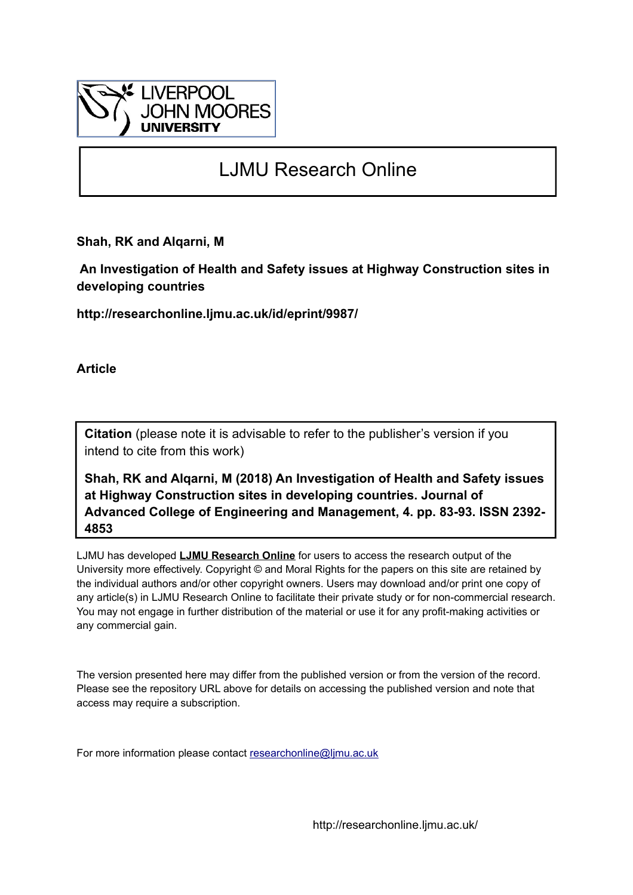LIVERPOOL JOHN MOORES UNIVERSITY

# LJMU Research Online

**Shah, RK and Alqarni, M**

**An Investigation of Health and Safety issues at Highway Construction sites in developing countries**

**http://researchonline.ljmu.ac.uk/id/eprint/9987/**

**Article**

**Citation** (please note it is advisable to refer to the publisher's version if you intend to cite from this work)

**Shah, RK and Alqarni, M (2018) An Investigation of Health and Safety issues at Highway Construction sites in developing countries. Journal of Advanced College of Engineering and Management, 4. pp. 83-93. ISSN 2392-4853**

LJMU has developed **LJMU Research Online** for users to access the research output of the University more effectively. Copyright © and Moral Rights for the papers on this site are retained by the individual authors and/or other copyright owners. Users may download and/or print one copy of any article(s) in LJMU Research Online to facilitate their private study or for non-commercial research. You may not engage in further distribution of the material or use it for any profit-making activities or any commercial gain.

The version presented here may differ from the published version or from the version of the record. Please see the repository URL above for details on accessing the published version and note that access may require a subscription.

For more information please contact researchonline@ljmu.ac.uk

http://researchonline.ljmu.ac.uk/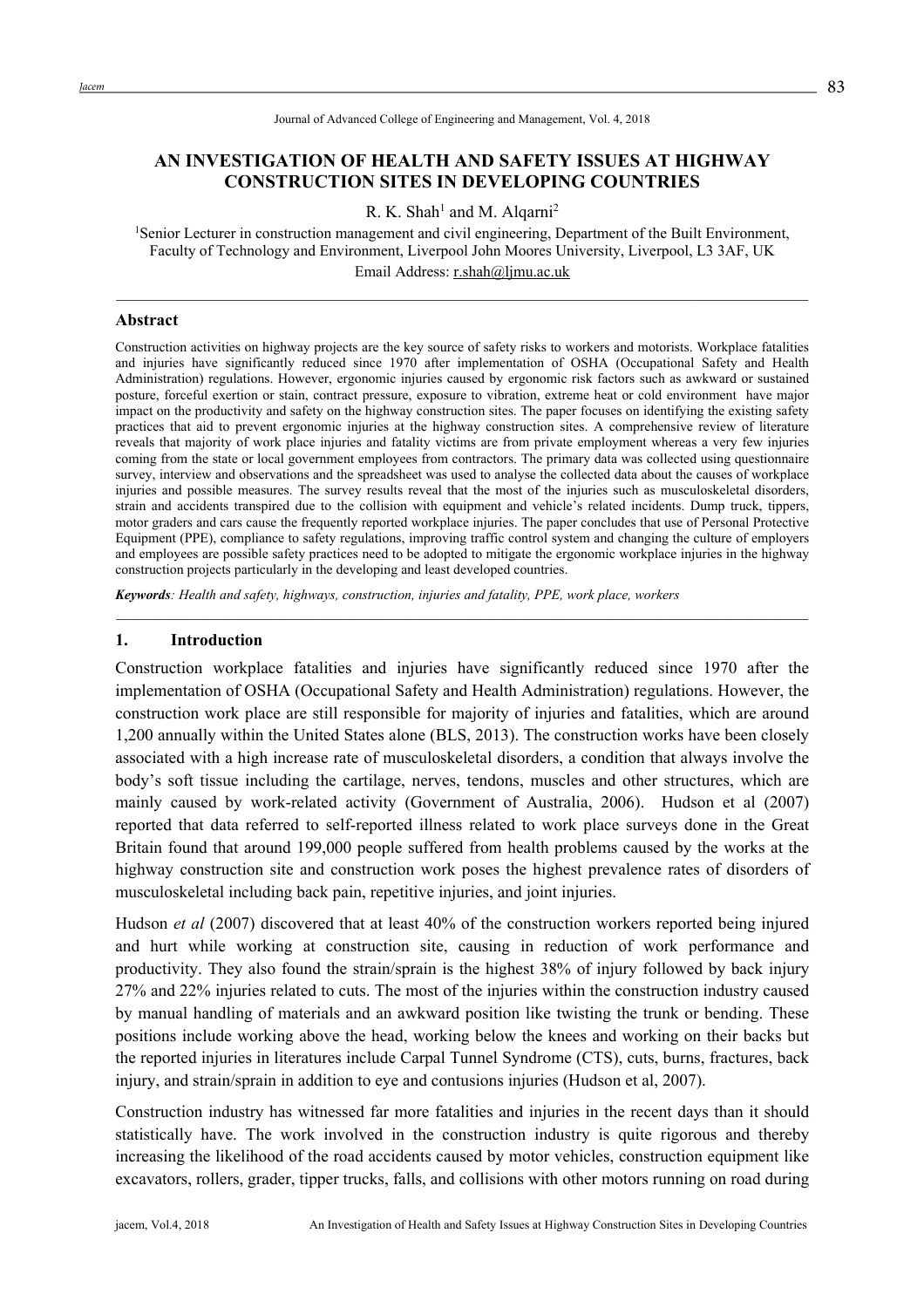Journal of Advanced College of Engineering and Management, Vol. 4, 2018

# AN INVESTIGATION OF HEALTH AND SAFETY ISSUES AT HIGHWAY CONSTRUCTION SITES IN DEVELOPING COUNTRIES

R. K. Shah[1] and M. Alqarni[2]

[1]Senior Lecturer in construction management and civil engineering, Department of the Built Environment, Faculty of Technology and Environment, Liverpool John Moores University, Liverpool, L3 3AF, UK

Email Address: r.shah@ljmu.ac.uk

## Abstract

Construction activities on highway projects are the key source of safety risks to workers and motorists. Workplace fatalities and injuries have significantly reduced since 1970 after implementation of OSHA (Occupational Safety and Health Administration) regulations. However, ergonomic injuries caused by ergonomic risk factors such as awkward or sustained posture, forceful exertion or stain, contract pressure, exposure to vibration, extreme heat or cold environment have major impact on the productivity and safety on the highway construction sites. The paper focuses on identifying the existing safety practices that aid to prevent ergonomic injuries at the highway construction sites. A comprehensive review of literature reveals that majority of work place injuries and fatality victims are from private employment whereas a very few injuries coming from the state or local government employees from contractors. The primary data was collected using questionnaire survey, interview and observations and the spreadsheet was used to analyse the collected data about the causes of workplace injuries and possible measures. The survey results reveal that the most of the injuries such as musculoskeletal disorders, strain and accidents transpired due to the collision with equipment and vehicle's related incidents. Dump truck, tippers, motor graders and cars cause the frequently reported workplace injuries. The paper concludes that use of Personal Protective Equipment (PPE), compliance to safety regulations, improving traffic control system and changing the culture of employers and employees are possible safety practices need to be adopted to mitigate the ergonomic workplace injuries in the highway construction projects particularly in the developing and least developed countries.

***Keywords****: Health and safety, highways, construction, injuries and fatality, PPE, work place, workers*

## 1. Introduction

Construction workplace fatalities and injuries have significantly reduced since 1970 after the implementation of OSHA (Occupational Safety and Health Administration) regulations. However, the construction work place are still responsible for majority of injuries and fatalities, which are around 1,200 annually within the United States alone (BLS, 2013). The construction works have been closely associated with a high increase rate of musculoskeletal disorders, a condition that always involve the body's soft tissue including the cartilage, nerves, tendons, muscles and other structures, which are mainly caused by work-related activity (Government of Australia, 2006). Hudson et al (2007) reported that data referred to self-reported illness related to work place surveys done in the Great Britain found that around 199,000 people suffered from health problems caused by the works at the highway construction site and construction work poses the highest prevalence rates of disorders of musculoskeletal including back pain, repetitive injuries, and joint injuries.

Hudson *et al* (2007) discovered that at least 40% of the construction workers reported being injured and hurt while working at construction site, causing in reduction of work performance and productivity. They also found the strain/sprain is the highest 38% of injury followed by back injury 27% and 22% injuries related to cuts. The most of the injuries within the construction industry caused by manual handling of materials and an awkward position like twisting the trunk or bending. These positions include working above the head, working below the knees and working on their backs but the reported injuries in literatures include Carpal Tunnel Syndrome (CTS), cuts, burns, fractures, back injury, and strain/sprain in addition to eye and contusions injuries (Hudson et al, 2007).

Construction industry has witnessed far more fatalities and injuries in the recent days than it should statistically have. The work involved in the construction industry is quite rigorous and thereby increasing the likelihood of the road accidents caused by motor vehicles, construction equipment like excavators, rollers, grader, tipper trucks, falls, and collisions with other motors running on road during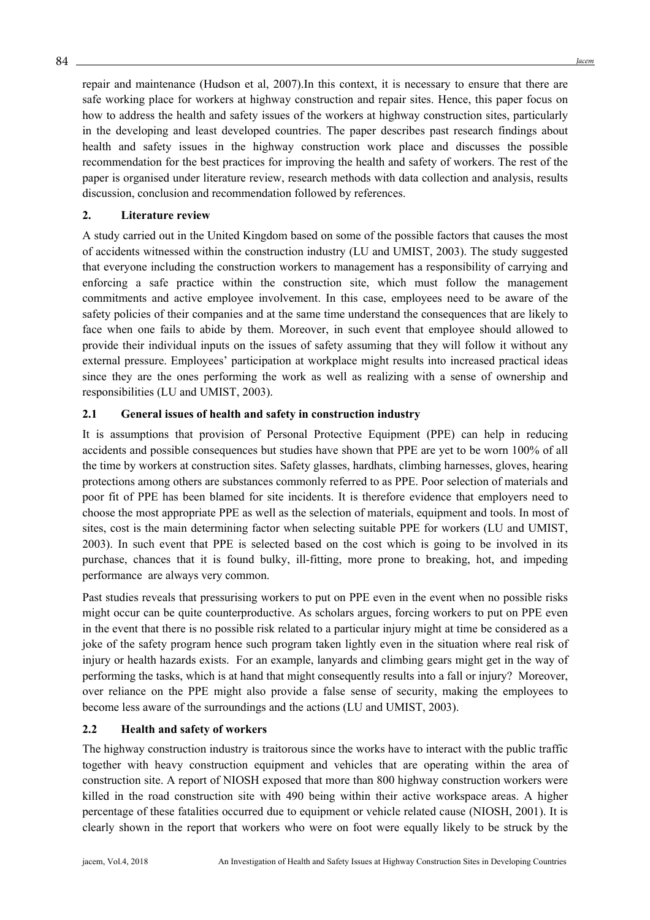repair and maintenance (Hudson et al, 2007).In this context, it is necessary to ensure that there are safe working place for workers at highway construction and repair sites. Hence, this paper focus on how to address the health and safety issues of the workers at highway construction sites, particularly in the developing and least developed countries. The paper describes past research findings about health and safety issues in the highway construction work place and discusses the possible recommendation for the best practices for improving the health and safety of workers. The rest of the paper is organised under literature review, research methods with data collection and analysis, results discussion, conclusion and recommendation followed by references.

## 2. Literature review

A study carried out in the United Kingdom based on some of the possible factors that causes the most of accidents witnessed within the construction industry (LU and UMIST, 2003). The study suggested that everyone including the construction workers to management has a responsibility of carrying and enforcing a safe practice within the construction site, which must follow the management commitments and active employee involvement. In this case, employees need to be aware of the safety policies of their companies and at the same time understand the consequences that are likely to face when one fails to abide by them. Moreover, in such event that employee should allowed to provide their individual inputs on the issues of safety assuming that they will follow it without any external pressure. Employees' participation at workplace might results into increased practical ideas since they are the ones performing the work as well as realizing with a sense of ownership and responsibilities (LU and UMIST, 2003).

### 2.1 General issues of health and safety in construction industry

It is assumptions that provision of Personal Protective Equipment (PPE) can help in reducing accidents and possible consequences but studies have shown that PPE are yet to be worn 100% of all the time by workers at construction sites. Safety glasses, hardhats, climbing harnesses, gloves, hearing protections among others are substances commonly referred to as PPE. Poor selection of materials and poor fit of PPE has been blamed for site incidents. It is therefore evidence that employers need to choose the most appropriate PPE as well as the selection of materials, equipment and tools. In most of sites, cost is the main determining factor when selecting suitable PPE for workers (LU and UMIST, 2003). In such event that PPE is selected based on the cost which is going to be involved in its purchase, chances that it is found bulky, ill-fitting, more prone to breaking, hot, and impeding performance are always very common.

Past studies reveals that pressurising workers to put on PPE even in the event when no possible risks might occur can be quite counterproductive. As scholars argues, forcing workers to put on PPE even in the event that there is no possible risk related to a particular injury might at time be considered as a joke of the safety program hence such program taken lightly even in the situation where real risk of injury or health hazards exists. For an example, lanyards and climbing gears might get in the way of performing the tasks, which is at hand that might consequently results into a fall or injury? Moreover, over reliance on the PPE might also provide a false sense of security, making the employees to become less aware of the surroundings and the actions (LU and UMIST, 2003).

### 2.2 Health and safety of workers

The highway construction industry is traitorous since the works have to interact with the public traffic together with heavy construction equipment and vehicles that are operating within the area of construction site. A report of NIOSH exposed that more than 800 highway construction workers were killed in the road construction site with 490 being within their active workspace areas. A higher percentage of these fatalities occurred due to equipment or vehicle related cause (NIOSH, 2001). It is clearly shown in the report that workers who were on foot were equally likely to be struck by the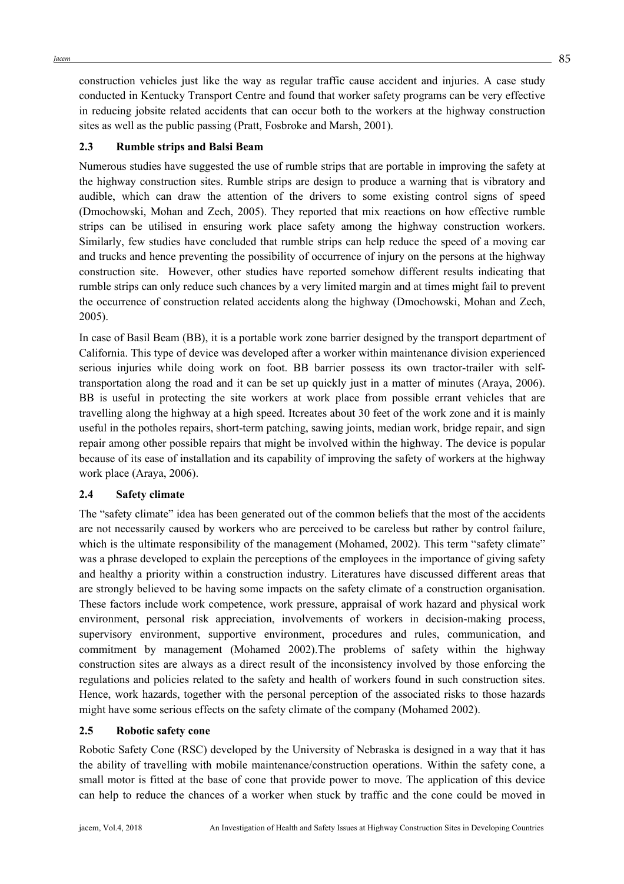construction vehicles just like the way as regular traffic cause accident and injuries. A case study conducted in Kentucky Transport Centre and found that worker safety programs can be very effective in reducing jobsite related accidents that can occur both to the workers at the highway construction sites as well as the public passing (Pratt, Fosbroke and Marsh, 2001).

### 2.3 Rumble strips and Balsi Beam

Numerous studies have suggested the use of rumble strips that are portable in improving the safety at the highway construction sites. Rumble strips are design to produce a warning that is vibratory and audible, which can draw the attention of the drivers to some existing control signs of speed (Dmochowski, Mohan and Zech, 2005). They reported that mix reactions on how effective rumble strips can be utilised in ensuring work place safety among the highway construction workers. Similarly, few studies have concluded that rumble strips can help reduce the speed of a moving car and trucks and hence preventing the possibility of occurrence of injury on the persons at the highway construction site. However, other studies have reported somehow different results indicating that rumble strips can only reduce such chances by a very limited margin and at times might fail to prevent the occurrence of construction related accidents along the highway (Dmochowski, Mohan and Zech, 2005).

In case of Basil Beam (BB), it is a portable work zone barrier designed by the transport department of California. This type of device was developed after a worker within maintenance division experienced serious injuries while doing work on foot. BB barrier possess its own tractor-trailer with self-transportation along the road and it can be set up quickly just in a matter of minutes (Araya, 2006). BB is useful in protecting the site workers at work place from possible errant vehicles that are travelling along the highway at a high speed. Itcreates about 30 feet of the work zone and it is mainly useful in the potholes repairs, short-term patching, sawing joints, median work, bridge repair, and sign repair among other possible repairs that might be involved within the highway. The device is popular because of its ease of installation and its capability of improving the safety of workers at the highway work place (Araya, 2006).

### 2.4 Safety climate

The "safety climate" idea has been generated out of the common beliefs that the most of the accidents are not necessarily caused by workers who are perceived to be careless but rather by control failure, which is the ultimate responsibility of the management (Mohamed, 2002). This term "safety climate" was a phrase developed to explain the perceptions of the employees in the importance of giving safety and healthy a priority within a construction industry. Literatures have discussed different areas that are strongly believed to be having some impacts on the safety climate of a construction organisation. These factors include work competence, work pressure, appraisal of work hazard and physical work environment, personal risk appreciation, involvements of workers in decision-making process, supervisory environment, supportive environment, procedures and rules, communication, and commitment by management (Mohamed 2002).The problems of safety within the highway construction sites are always as a direct result of the inconsistency involved by those enforcing the regulations and policies related to the safety and health of workers found in such construction sites. Hence, work hazards, together with the personal perception of the associated risks to those hazards might have some serious effects on the safety climate of the company (Mohamed 2002).

### 2.5 Robotic safety cone

Robotic Safety Cone (RSC) developed by the University of Nebraska is designed in a way that it has the ability of travelling with mobile maintenance/construction operations. Within the safety cone, a small motor is fitted at the base of cone that provide power to move. The application of this device can help to reduce the chances of a worker when stuck by traffic and the cone could be moved in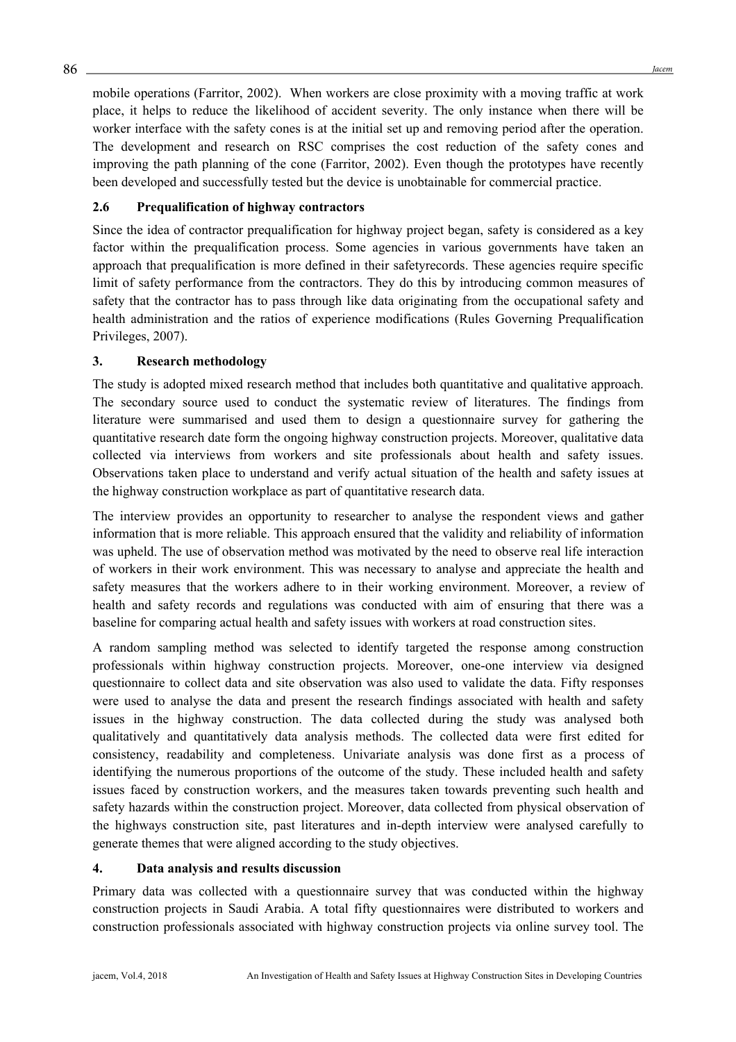mobile operations (Farritor, 2002). When workers are close proximity with a moving traffic at work place, it helps to reduce the likelihood of accident severity. The only instance when there will be worker interface with the safety cones is at the initial set up and removing period after the operation. The development and research on RSC comprises the cost reduction of the safety cones and improving the path planning of the cone (Farritor, 2002). Even though the prototypes have recently been developed and successfully tested but the device is unobtainable for commercial practice.

### 2.6 Prequalification of highway contractors

Since the idea of contractor prequalification for highway project began, safety is considered as a key factor within the prequalification process. Some agencies in various governments have taken an approach that prequalification is more defined in their safetyrecords. These agencies require specific limit of safety performance from the contractors. They do this by introducing common measures of safety that the contractor has to pass through like data originating from the occupational safety and health administration and the ratios of experience modifications (Rules Governing Prequalification Privileges, 2007).

## 3. Research methodology

The study is adopted mixed research method that includes both quantitative and qualitative approach. The secondary source used to conduct the systematic review of literatures. The findings from literature were summarised and used them to design a questionnaire survey for gathering the quantitative research date form the ongoing highway construction projects. Moreover, qualitative data collected via interviews from workers and site professionals about health and safety issues. Observations taken place to understand and verify actual situation of the health and safety issues at the highway construction workplace as part of quantitative research data.

The interview provides an opportunity to researcher to analyse the respondent views and gather information that is more reliable. This approach ensured that the validity and reliability of information was upheld. The use of observation method was motivated by the need to observe real life interaction of workers in their work environment. This was necessary to analyse and appreciate the health and safety measures that the workers adhere to in their working environment. Moreover, a review of health and safety records and regulations was conducted with aim of ensuring that there was a baseline for comparing actual health and safety issues with workers at road construction sites.

A random sampling method was selected to identify targeted the response among construction professionals within highway construction projects. Moreover, one-one interview via designed questionnaire to collect data and site observation was also used to validate the data. Fifty responses were used to analyse the data and present the research findings associated with health and safety issues in the highway construction. The data collected during the study was analysed both qualitatively and quantitatively data analysis methods. The collected data were first edited for consistency, readability and completeness. Univariate analysis was done first as a process of identifying the numerous proportions of the outcome of the study. These included health and safety issues faced by construction workers, and the measures taken towards preventing such health and safety hazards within the construction project. Moreover, data collected from physical observation of the highways construction site, past literatures and in-depth interview were analysed carefully to generate themes that were aligned according to the study objectives.

## 4. Data analysis and results discussion

Primary data was collected with a questionnaire survey that was conducted within the highway construction projects in Saudi Arabia. A total fifty questionnaires were distributed to workers and construction professionals associated with highway construction projects via online survey tool. The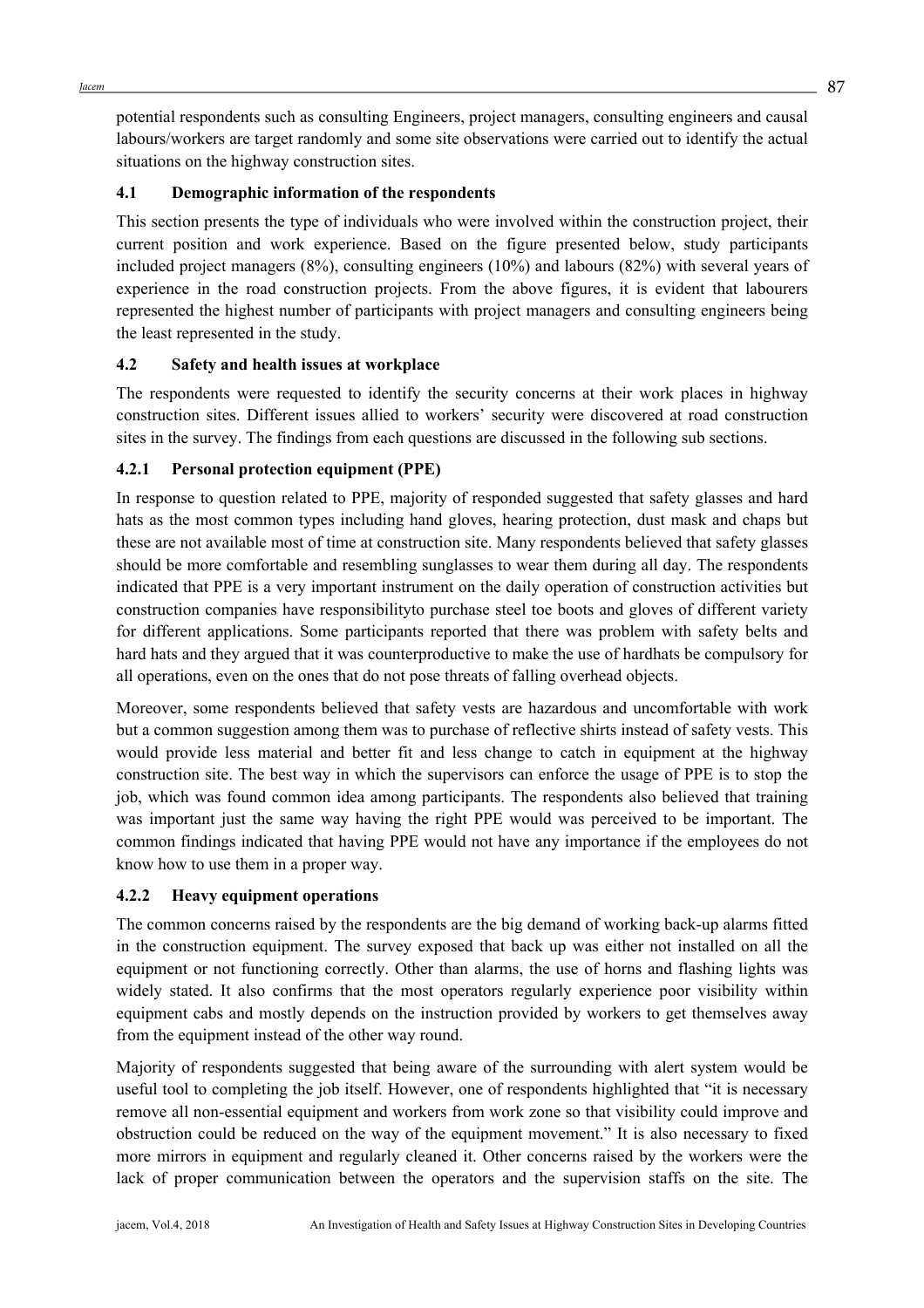potential respondents such as consulting Engineers, project managers, consulting engineers and causal labours/workers are target randomly and some site observations were carried out to identify the actual situations on the highway construction sites.

### 4.1 Demographic information of the respondents

This section presents the type of individuals who were involved within the construction project, their current position and work experience. Based on the figure presented below, study participants included project managers (8%), consulting engineers (10%) and labours (82%) with several years of experience in the road construction projects. From the above figures, it is evident that labourers represented the highest number of participants with project managers and consulting engineers being the least represented in the study.

### 4.2 Safety and health issues at workplace

The respondents were requested to identify the security concerns at their work places in highway construction sites. Different issues allied to workers' security were discovered at road construction sites in the survey. The findings from each questions are discussed in the following sub sections.

#### 4.2.1 Personal protection equipment (PPE)

In response to question related to PPE, majority of responded suggested that safety glasses and hard hats as the most common types including hand gloves, hearing protection, dust mask and chaps but these are not available most of time at construction site. Many respondents believed that safety glasses should be more comfortable and resembling sunglasses to wear them during all day. The respondents indicated that PPE is a very important instrument on the daily operation of construction activities but construction companies have responsibilityto purchase steel toe boots and gloves of different variety for different applications. Some participants reported that there was problem with safety belts and hard hats and they argued that it was counterproductive to make the use of hardhats be compulsory for all operations, even on the ones that do not pose threats of falling overhead objects.

Moreover, some respondents believed that safety vests are hazardous and uncomfortable with work but a common suggestion among them was to purchase of reflective shirts instead of safety vests. This would provide less material and better fit and less change to catch in equipment at the highway construction site. The best way in which the supervisors can enforce the usage of PPE is to stop the job, which was found common idea among participants. The respondents also believed that training was important just the same way having the right PPE would was perceived to be important. The common findings indicated that having PPE would not have any importance if the employees do not know how to use them in a proper way.

#### 4.2.2 Heavy equipment operations

The common concerns raised by the respondents are the big demand of working back-up alarms fitted in the construction equipment. The survey exposed that back up was either not installed on all the equipment or not functioning correctly. Other than alarms, the use of horns and flashing lights was widely stated. It also confirms that the most operators regularly experience poor visibility within equipment cabs and mostly depends on the instruction provided by workers to get themselves away from the equipment instead of the other way round.

Majority of respondents suggested that being aware of the surrounding with alert system would be useful tool to completing the job itself. However, one of respondents highlighted that "it is necessary remove all non-essential equipment and workers from work zone so that visibility could improve and obstruction could be reduced on the way of the equipment movement." It is also necessary to fixed more mirrors in equipment and regularly cleaned it. Other concerns raised by the workers were the lack of proper communication between the operators and the supervision staffs on the site. The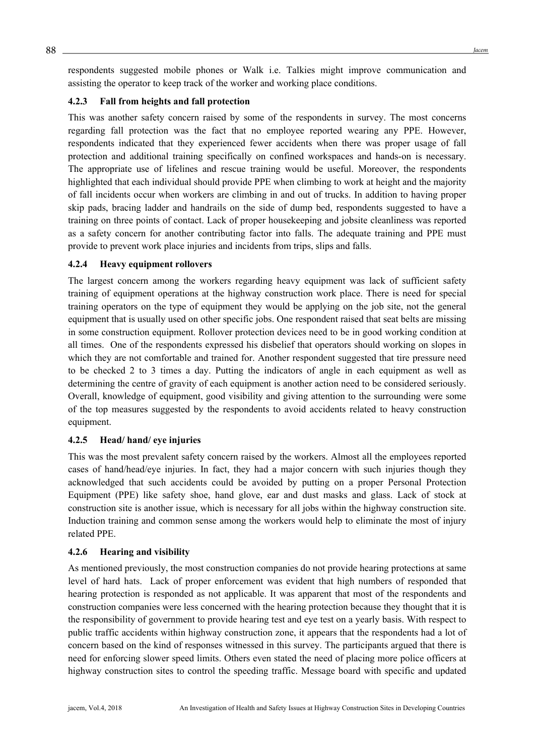respondents suggested mobile phones or Walk i.e. Talkies might improve communication and assisting the operator to keep track of the worker and working place conditions.

#### 4.2.3 Fall from heights and fall protection

This was another safety concern raised by some of the respondents in survey. The most concerns regarding fall protection was the fact that no employee reported wearing any PPE. However, respondents indicated that they experienced fewer accidents when there was proper usage of fall protection and additional training specifically on confined workspaces and hands-on is necessary. The appropriate use of lifelines and rescue training would be useful. Moreover, the respondents highlighted that each individual should provide PPE when climbing to work at height and the majority of fall incidents occur when workers are climbing in and out of trucks. In addition to having proper skip pads, bracing ladder and handrails on the side of dump bed, respondents suggested to have a training on three points of contact. Lack of proper housekeeping and jobsite cleanliness was reported as a safety concern for another contributing factor into falls. The adequate training and PPE must provide to prevent work place injuries and incidents from trips, slips and falls.

#### 4.2.4 Heavy equipment rollovers

The largest concern among the workers regarding heavy equipment was lack of sufficient safety training of equipment operations at the highway construction work place. There is need for special training operators on the type of equipment they would be applying on the job site, not the general equipment that is usually used on other specific jobs. One respondent raised that seat belts are missing in some construction equipment. Rollover protection devices need to be in good working condition at all times. One of the respondents expressed his disbelief that operators should working on slopes in which they are not comfortable and trained for. Another respondent suggested that tire pressure need to be checked 2 to 3 times a day. Putting the indicators of angle in each equipment as well as determining the centre of gravity of each equipment is another action need to be considered seriously. Overall, knowledge of equipment, good visibility and giving attention to the surrounding were some of the top measures suggested by the respondents to avoid accidents related to heavy construction equipment.

#### 4.2.5 Head/ hand/ eye injuries

This was the most prevalent safety concern raised by the workers. Almost all the employees reported cases of hand/head/eye injuries. In fact, they had a major concern with such injuries though they acknowledged that such accidents could be avoided by putting on a proper Personal Protection Equipment (PPE) like safety shoe, hand glove, ear and dust masks and glass. Lack of stock at construction site is another issue, which is necessary for all jobs within the highway construction site. Induction training and common sense among the workers would help to eliminate the most of injury related PPE.

#### 4.2.6 Hearing and visibility

As mentioned previously, the most construction companies do not provide hearing protections at same level of hard hats. Lack of proper enforcement was evident that high numbers of responded that hearing protection is responded as not applicable. It was apparent that most of the respondents and construction companies were less concerned with the hearing protection because they thought that it is the responsibility of government to provide hearing test and eye test on a yearly basis. With respect to public traffic accidents within highway construction zone, it appears that the respondents had a lot of concern based on the kind of responses witnessed in this survey. The participants argued that there is need for enforcing slower speed limits. Others even stated the need of placing more police officers at highway construction sites to control the speeding traffic. Message board with specific and updated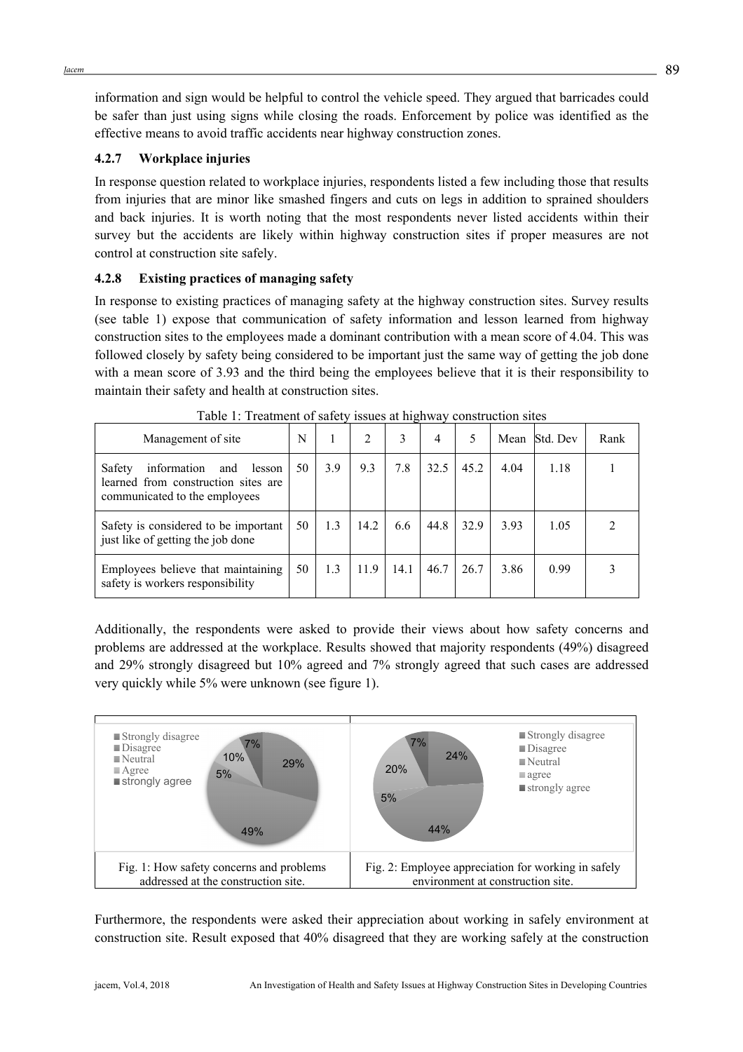information and sign would be helpful to control the vehicle speed. They argued that barricades could be safer than just using signs while closing the roads. Enforcement by police was identified as the effective means to avoid traffic accidents near highway construction zones.

#### 4.2.7 Workplace injuries

In response question related to workplace injuries, respondents listed a few including those that results from injuries that are minor like smashed fingers and cuts on legs in addition to sprained shoulders and back injuries. It is worth noting that the most respondents never listed accidents within their survey but the accidents are likely within highway construction sites if proper measures are not control at construction site safely.

#### 4.2.8 Existing practices of managing safety

In response to existing practices of managing safety at the highway construction sites. Survey results (see table 1) expose that communication of safety information and lesson learned from highway construction sites to the employees made a dominant contribution with a mean score of 4.04. This was followed closely by safety being considered to be important just the same way of getting the job done with a mean score of 3.93 and the third being the employees believe that it is their responsibility to maintain their safety and health at construction sites.

Table 1: Treatment of safety issues at highway construction sites

| Management of site | N | 1 | 2 | 3 | 4 | 5 | Mean | Std. Dev | Rank |
|---|---|---|---|---|---|---|---|---|---|
| Safety information and lesson learned from construction sites are communicated to the employees | 50 | 3.9 | 9.3 | 7.8 | 32.5 | 45.2 | 4.04 | 1.18 | 1 |
| Safety is considered to be important just like of getting the job done | 50 | 1.3 | 14.2 | 6.6 | 44.8 | 32.9 | 3.93 | 1.05 | 2 |
| Employees believe that maintaining safety is workers responsibility | 50 | 1.3 | 11.9 | 14.1 | 46.7 | 26.7 | 3.86 | 0.99 | 3 |

Additionally, the respondents were asked to provide their views about how safety concerns and problems are addressed at the workplace. Results showed that majority respondents (49%) disagreed and 29% strongly disagreed but 10% agreed and 7% strongly agreed that such cases are addressed very quickly while 5% were unknown (see figure 1).

Fig. 1: How safety concerns and problems addressed at the construction site.

Fig. 2: Employee appreciation for working in safely environment at construction site.

Furthermore, the respondents were asked their appreciation about working in safely environment at construction site. Result exposed that 40% disagreed that they are working safely at the construction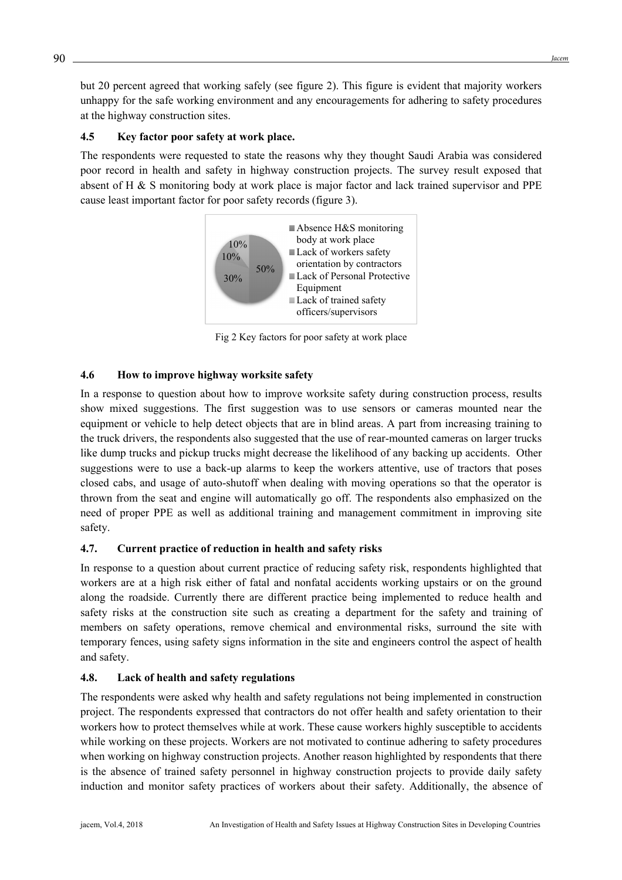but 20 percent agreed that working safely (see figure 2). This figure is evident that majority workers unhappy for the safe working environment and any encouragements for adhering to safety procedures at the highway construction sites.

### 4.5 Key factor poor safety at work place.

The respondents were requested to state the reasons why they thought Saudi Arabia was considered poor record in health and safety in highway construction projects. The survey result exposed that absent of H & S monitoring body at work place is major factor and lack trained supervisor and PPE cause least important factor for poor safety records (figure 3).

Fig 2 Key factors for poor safety at work place

### 4.6 How to improve highway worksite safety

In a response to question about how to improve worksite safety during construction process, results show mixed suggestions. The first suggestion was to use sensors or cameras mounted near the equipment or vehicle to help detect objects that are in blind areas. A part from increasing training to the truck drivers, the respondents also suggested that the use of rear-mounted cameras on larger trucks like dump trucks and pickup trucks might decrease the likelihood of any backing up accidents. Other suggestions were to use a back-up alarms to keep the workers attentive, use of tractors that poses closed cabs, and usage of auto-shutoff when dealing with moving operations so that the operator is thrown from the seat and engine will automatically go off. The respondents also emphasized on the need of proper PPE as well as additional training and management commitment in improving site safety.

### 4.7. Current practice of reduction in health and safety risks

In response to a question about current practice of reducing safety risk, respondents highlighted that workers are at a high risk either of fatal and nonfatal accidents working upstairs or on the ground along the roadside. Currently there are different practice being implemented to reduce health and safety risks at the construction site such as creating a department for the safety and training of members on safety operations, remove chemical and environmental risks, surround the site with temporary fences, using safety signs information in the site and engineers control the aspect of health and safety.

### 4.8. Lack of health and safety regulations

The respondents were asked why health and safety regulations not being implemented in construction project. The respondents expressed that contractors do not offer health and safety orientation to their workers how to protect themselves while at work. These cause workers highly susceptible to accidents while working on these projects. Workers are not motivated to continue adhering to safety procedures when working on highway construction projects. Another reason highlighted by respondents that there is the absence of trained safety personnel in highway construction projects to provide daily safety induction and monitor safety practices of workers about their safety. Additionally, the absence of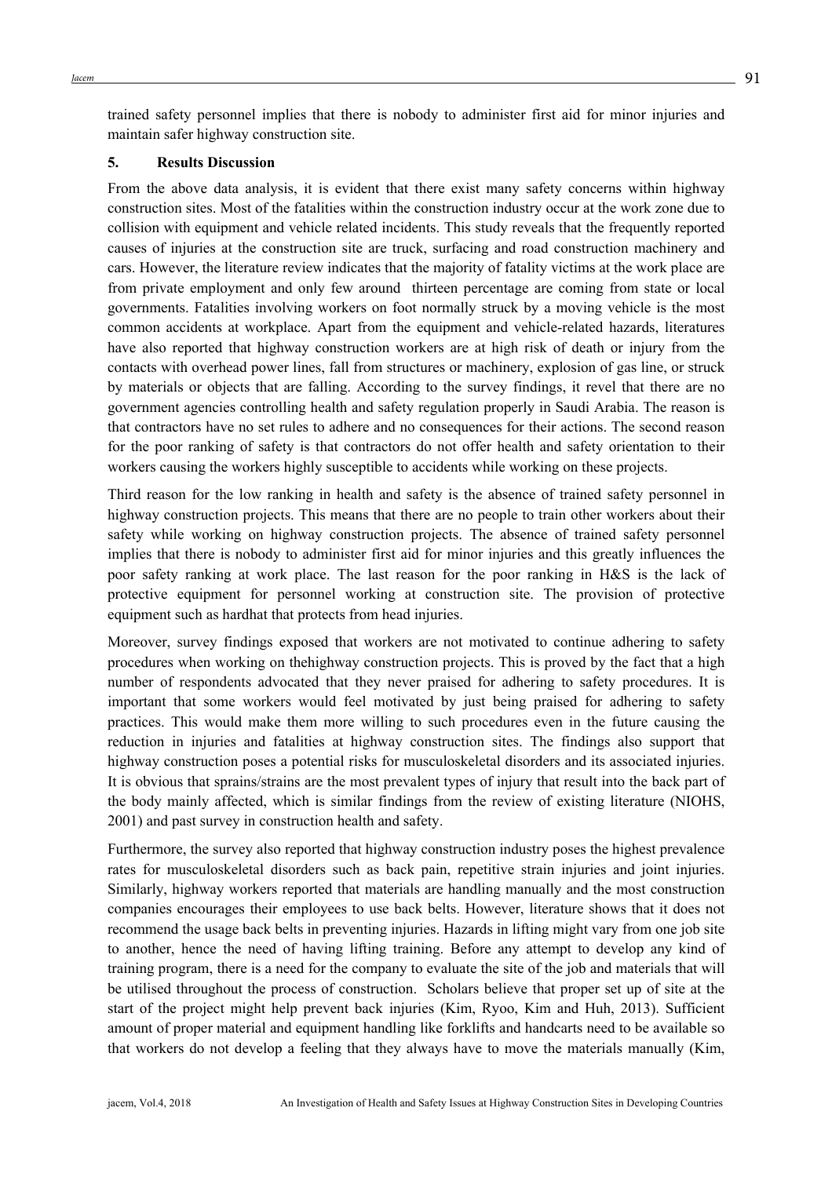trained safety personnel implies that there is nobody to administer first aid for minor injuries and maintain safer highway construction site.

## 5. Results Discussion

From the above data analysis, it is evident that there exist many safety concerns within highway construction sites. Most of the fatalities within the construction industry occur at the work zone due to collision with equipment and vehicle related incidents. This study reveals that the frequently reported causes of injuries at the construction site are truck, surfacing and road construction machinery and cars. However, the literature review indicates that the majority of fatality victims at the work place are from private employment and only few around thirteen percentage are coming from state or local governments. Fatalities involving workers on foot normally struck by a moving vehicle is the most common accidents at workplace. Apart from the equipment and vehicle-related hazards, literatures have also reported that highway construction workers are at high risk of death or injury from the contacts with overhead power lines, fall from structures or machinery, explosion of gas line, or struck by materials or objects that are falling. According to the survey findings, it revel that there are no government agencies controlling health and safety regulation properly in Saudi Arabia. The reason is that contractors have no set rules to adhere and no consequences for their actions. The second reason for the poor ranking of safety is that contractors do not offer health and safety orientation to their workers causing the workers highly susceptible to accidents while working on these projects.

Third reason for the low ranking in health and safety is the absence of trained safety personnel in highway construction projects. This means that there are no people to train other workers about their safety while working on highway construction projects. The absence of trained safety personnel implies that there is nobody to administer first aid for minor injuries and this greatly influences the poor safety ranking at work place. The last reason for the poor ranking in H&S is the lack of protective equipment for personnel working at construction site. The provision of protective equipment such as hardhat that protects from head injuries.

Moreover, survey findings exposed that workers are not motivated to continue adhering to safety procedures when working on thehighway construction projects. This is proved by the fact that a high number of respondents advocated that they never praised for adhering to safety procedures. It is important that some workers would feel motivated by just being praised for adhering to safety practices. This would make them more willing to such procedures even in the future causing the reduction in injuries and fatalities at highway construction sites. The findings also support that highway construction poses a potential risks for musculoskeletal disorders and its associated injuries. It is obvious that sprains/strains are the most prevalent types of injury that result into the back part of the body mainly affected, which is similar findings from the review of existing literature (NIOHS, 2001) and past survey in construction health and safety.

Furthermore, the survey also reported that highway construction industry poses the highest prevalence rates for musculoskeletal disorders such as back pain, repetitive strain injuries and joint injuries. Similarly, highway workers reported that materials are handling manually and the most construction companies encourages their employees to use back belts. However, literature shows that it does not recommend the usage back belts in preventing injuries. Hazards in lifting might vary from one job site to another, hence the need of having lifting training. Before any attempt to develop any kind of training program, there is a need for the company to evaluate the site of the job and materials that will be utilised throughout the process of construction. Scholars believe that proper set up of site at the start of the project might help prevent back injuries (Kim, Ryoo, Kim and Huh, 2013). Sufficient amount of proper material and equipment handling like forklifts and handcarts need to be available so that workers do not develop a feeling that they always have to move the materials manually (Kim,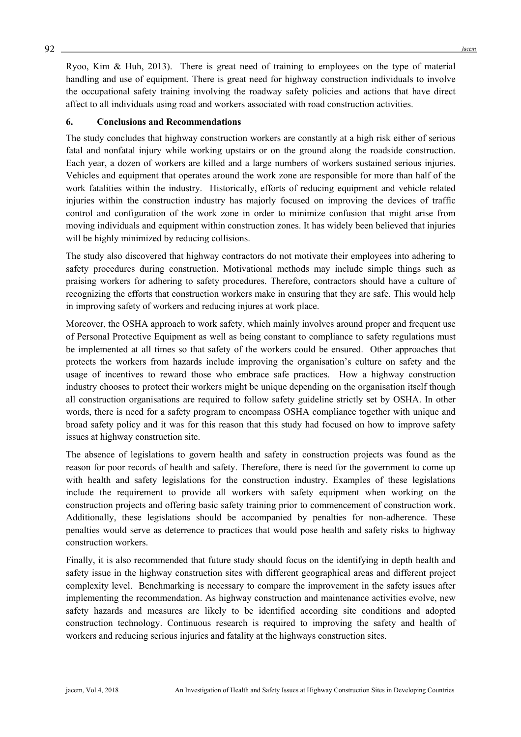Ryoo, Kim & Huh, 2013). There is great need of training to employees on the type of material handling and use of equipment. There is great need for highway construction individuals to involve the occupational safety training involving the roadway safety policies and actions that have direct affect to all individuals using road and workers associated with road construction activities.

## 6. Conclusions and Recommendations

The study concludes that highway construction workers are constantly at a high risk either of serious fatal and nonfatal injury while working upstairs or on the ground along the roadside construction. Each year, a dozen of workers are killed and a large numbers of workers sustained serious injuries. Vehicles and equipment that operates around the work zone are responsible for more than half of the work fatalities within the industry. Historically, efforts of reducing equipment and vehicle related injuries within the construction industry has majorly focused on improving the devices of traffic control and configuration of the work zone in order to minimize confusion that might arise from moving individuals and equipment within construction zones. It has widely been believed that injuries will be highly minimized by reducing collisions.

The study also discovered that highway contractors do not motivate their employees into adhering to safety procedures during construction. Motivational methods may include simple things such as praising workers for adhering to safety procedures. Therefore, contractors should have a culture of recognizing the efforts that construction workers make in ensuring that they are safe. This would help in improving safety of workers and reducing injures at work place.

Moreover, the OSHA approach to work safety, which mainly involves around proper and frequent use of Personal Protective Equipment as well as being constant to compliance to safety regulations must be implemented at all times so that safety of the workers could be ensured. Other approaches that protects the workers from hazards include improving the organisation's culture on safety and the usage of incentives to reward those who embrace safe practices. How a highway construction industry chooses to protect their workers might be unique depending on the organisation itself though all construction organisations are required to follow safety guideline strictly set by OSHA. In other words, there is need for a safety program to encompass OSHA compliance together with unique and broad safety policy and it was for this reason that this study had focused on how to improve safety issues at highway construction site.

The absence of legislations to govern health and safety in construction projects was found as the reason for poor records of health and safety. Therefore, there is need for the government to come up with health and safety legislations for the construction industry. Examples of these legislations include the requirement to provide all workers with safety equipment when working on the construction projects and offering basic safety training prior to commencement of construction work. Additionally, these legislations should be accompanied by penalties for non-adherence. These penalties would serve as deterrence to practices that would pose health and safety risks to highway construction workers.

Finally, it is also recommended that future study should focus on the identifying in depth health and safety issue in the highway construction sites with different geographical areas and different project complexity level. Benchmarking is necessary to compare the improvement in the safety issues after implementing the recommendation. As highway construction and maintenance activities evolve, new safety hazards and measures are likely to be identified according site conditions and adopted construction technology. Continuous research is required to improving the safety and health of workers and reducing serious injuries and fatality at the highways construction sites.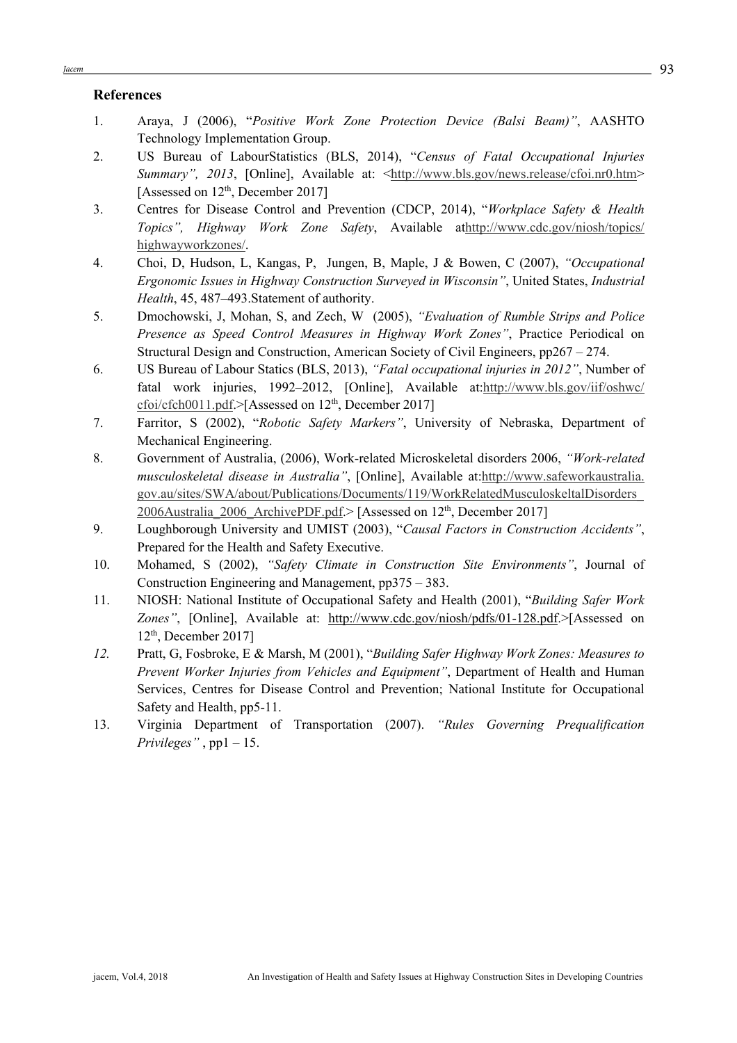## References

1. Araya, J (2006), "*Positive Work Zone Protection Device (Balsi Beam)"*, AASHTO Technology Implementation Group.
2. US Bureau of LabourStatistics (BLS, 2014), "*Census of Fatal Occupational Injuries Summary", 2013*, [Online], Available at: <http://www.bls.gov/news.release/cfoi.nr0.htm> [Assessed on 12th, December 2017]
3. Centres for Disease Control and Prevention (CDCP, 2014), "*Workplace Safety & Health Topics", Highway Work Zone Safety*, Available athttp://www.cdc.gov/niosh/topics/highwayworkzones/.
4. Choi, D, Hudson, L, Kangas, P, Jungen, B, Maple, J & Bowen, C (2007), *"Occupational Ergonomic Issues in Highway Construction Surveyed in Wisconsin"*, United States, *Industrial Health*, 45, 487–493.Statement of authority.
5. Dmochowski, J, Mohan, S, and Zech, W (2005), *"Evaluation of Rumble Strips and Police Presence as Speed Control Measures in Highway Work Zones"*, Practice Periodical on Structural Design and Construction, American Society of Civil Engineers, pp267 – 274.
6. US Bureau of Labour Statics (BLS, 2013), *"Fatal occupational injuries in 2012"*, Number of fatal work injuries, 1992–2012, [Online], Available at:http://www.bls.gov/iif/oshwc/cfoi/cfch0011.pdf.>[Assessed on 12th, December 2017]
7. Farritor, S (2002), "*Robotic Safety Markers"*, University of Nebraska, Department of Mechanical Engineering.
8. Government of Australia, (2006), Work-related Microskeletal disorders 2006, *"Work-related musculoskeletal disease in Australia"*, [Online], Available at:http://www.safeworkaustralia.gov.au/sites/SWA/about/Publications/Documents/119/WorkRelatedMusculoskeltalDisorders_2006Australia_2006_ArchivePDF.pdf.> [Assessed on 12th, December 2017]
9. Loughborough University and UMIST (2003), "*Causal Factors in Construction Accidents"*, Prepared for the Health and Safety Executive.
10. Mohamed, S (2002), *"Safety Climate in Construction Site Environments"*, Journal of Construction Engineering and Management, pp375 – 383.
11. NIOSH: National Institute of Occupational Safety and Health (2001), "*Building Safer Work Zones"*, [Online], Available at: http://www.cdc.gov/niosh/pdfs/01-128.pdf.>[Assessed on 12th, December 2017]
12. Pratt, G, Fosbroke, E & Marsh, M (2001), "*Building Safer Highway Work Zones: Measures to Prevent Worker Injuries from Vehicles and Equipment"*, Department of Health and Human Services, Centres for Disease Control and Prevention; National Institute for Occupational Safety and Health, pp5-11.
13. Virginia Department of Transportation (2007). *"Rules Governing Prequalification Privileges"* , pp1 – 15.